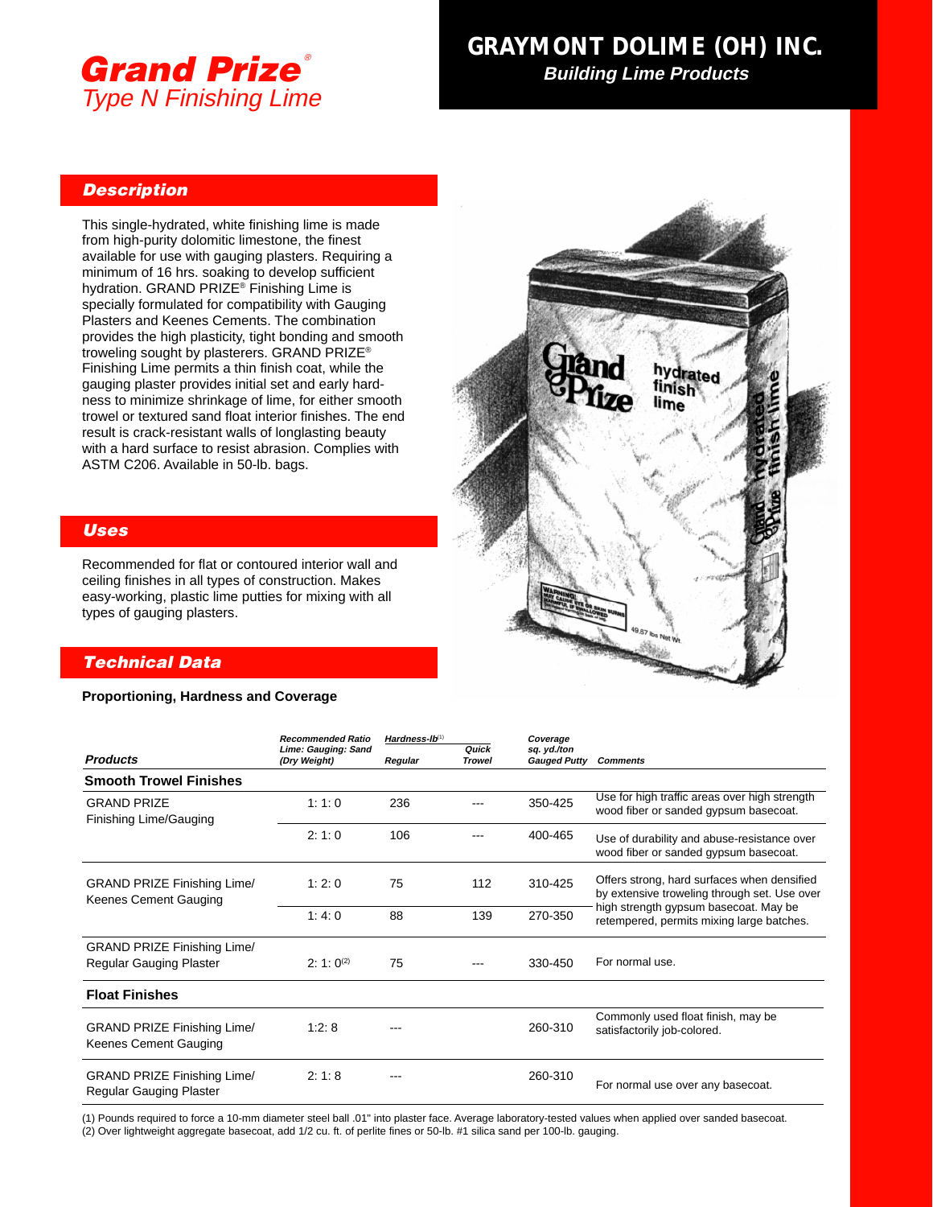# Grand Prize®
*Type N Finishing Lime*

**GRAYMONT DOLIME (OH) INC.**
***Building Lime Products***

## Description

This single-hydrated, white finishing lime is made from high-purity dolomitic limestone, the finest available for use with gauging plasters. Requiring a minimum of 16 hrs. soaking to develop sufficient hydration. GRAND PRIZE® Finishing Lime is specially formulated for compatibility with Gauging Plasters and Keenes Cements. The combination provides the high plasticity, tight bonding and smooth troweling sought by plasterers. GRAND PRIZE® Finishing Lime permits a thin finish coat, while the gauging plaster provides initial set and early hardness to minimize shrinkage of lime, for either smooth trowel or textured sand float interior finishes. The end result is crack-resistant walls of longlasting beauty with a hard surface to resist abrasion. Complies with ASTM C206. Available in 50-lb. bags.

## Uses

Recommended for flat or contoured interior wall and ceiling finishes in all types of construction. Makes easy-working, plastic lime putties for mixing with all types of gauging plasters.

## Technical Data

**Proportioning, Hardness and Coverage**

| Products | Recommended Ratio Lime: Gauging: Sand (Dry Weight) | Hardness-lb[1] Regular | Hardness-lb[1] Quick Trowel | Coverage sq. yd./ton Gauged Putty | Comments |
|---|---|---|---|---|---|
| **Smooth Trowel Finishes** | | | | | |
| GRAND PRIZE Finishing Lime/Gauging | 1: 1: 0 | 236 | --- | 350-425 | Use for high traffic areas over high strength wood fiber or sanded gypsum basecoat. |
| | 2: 1: 0 | 106 | --- | 400-465 | Use of durability and abuse-resistance over wood fiber or sanded gypsum basecoat. |
| GRAND PRIZE Finishing Lime/ Keenes Cement Gauging | 1: 2: 0 | 75 | 112 | 310-425 | Offers strong, hard surfaces when densified by extensive troweling through set. Use over high strength gypsum basecoat. May be retempered, permits mixing large batches. |
| | 1: 4: 0 | 88 | 139 | 270-350 | |
| GRAND PRIZE Finishing Lime/ Regular Gauging Plaster | 2: 1: 0[2] | 75 | --- | 330-450 | For normal use. |
| **Float Finishes** | | | | | |
| GRAND PRIZE Finishing Lime/ Keenes Cement Gauging | 1:2: 8 | --- | | 260-310 | Commonly used float finish, may be satisfactorily job-colored. |
| GRAND PRIZE Finishing Lime/ Regular Gauging Plaster | 2: 1: 8 | --- | | 260-310 | For normal use over any basecoat. |

(1) Pounds required to force a 10-mm diameter steel ball .01" into plaster face. Average laboratory-tested values when applied over sanded basecoat.
(2) Over lightweight aggregate basecoat, add 1/2 cu. ft. of perlite fines or 50-lb. #1 silica sand per 100-lb. gauging.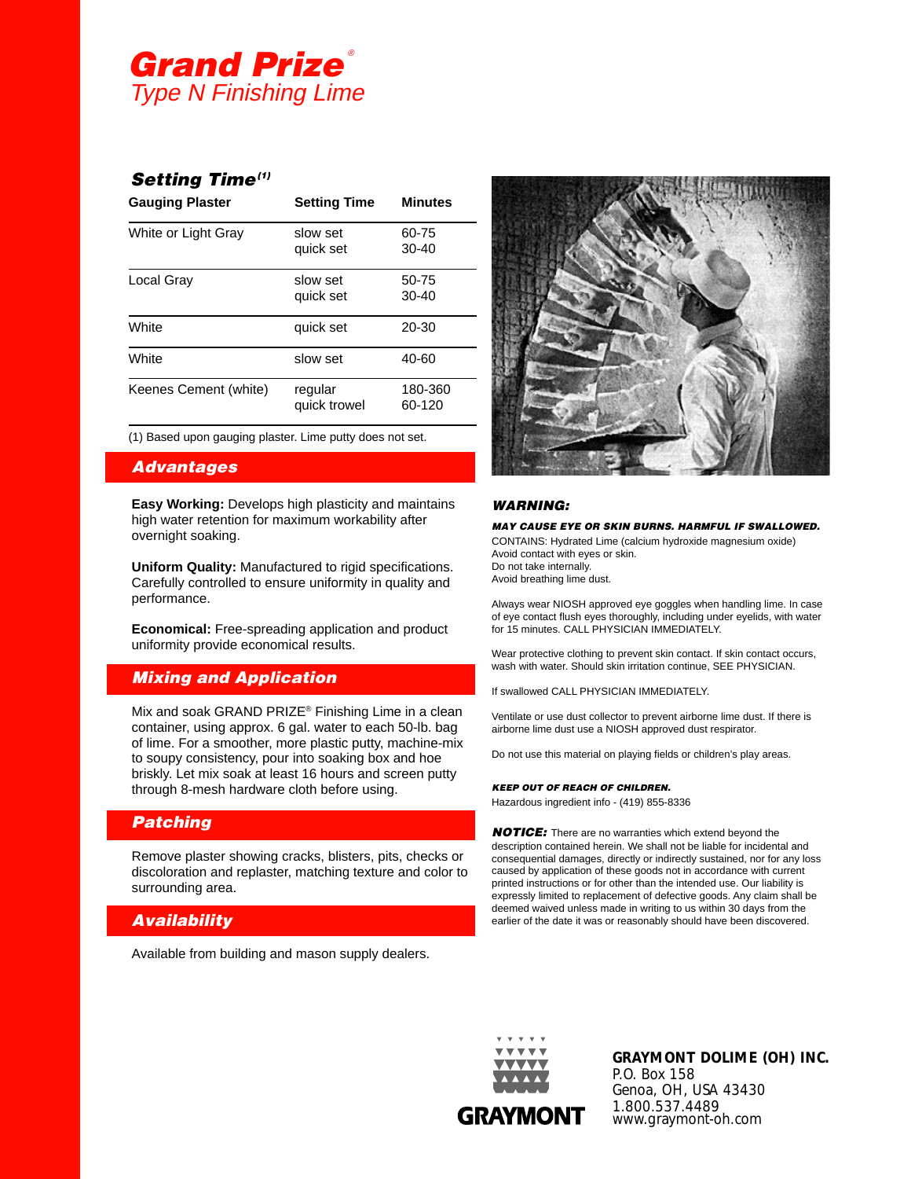# Grand Prize®

## Type N Finishing Lime

### Setting Time(1)

| Gauging Plaster | Setting Time | Minutes |
| --- | --- | --- |
| White or Light Gray | slow set<br>quick set | 60-75<br>30-40 |
| Local Gray | slow set<br>quick set | 50-75<br>30-40 |
| White | quick set | 20-30 |
| White | slow set | 40-60 |
| Keenes Cement (white) | regular<br>quick trowel | 180-360<br>60-120 |

(1) Based upon gauging plaster. Lime putty does not set.

### Advantages

**Easy Working:** Develops high plasticity and maintains high water retention for maximum workability after overnight soaking.

**Uniform Quality:** Manufactured to rigid specifications. Carefully controlled to ensure uniformity in quality and performance.

**Economical:** Free-spreading application and product uniformity provide economical results.

### Mixing and Application

Mix and soak GRAND PRIZE® Finishing Lime in a clean container, using approx. 6 gal. water to each 50-lb. bag of lime. For a smoother, more plastic putty, machine-mix to soupy consistency, pour into soaking box and hoe briskly. Let mix soak at least 16 hours and screen putty through 8-mesh hardware cloth before using.

### Patching

Remove plaster showing cracks, blisters, pits, checks or discoloration and replaster, matching texture and color to surrounding area.

### Availability

Available from building and mason supply dealers.

### WARNING:

**MAY CAUSE EYE OR SKIN BURNS. HARMFUL IF SWALLOWED.**

CONTAINS: Hydrated Lime (calcium hydroxide magnesium oxide)
Avoid contact with eyes or skin.
Do not take internally.
Avoid breathing lime dust.

Always wear NIOSH approved eye goggles when handling lime. In case of eye contact flush eyes thoroughly, including under eyelids, with water for 15 minutes. CALL PHYSICIAN IMMEDIATELY.

Wear protective clothing to prevent skin contact. If skin contact occurs, wash with water. Should skin irritation continue, SEE PHYSICIAN.

If swallowed CALL PHYSICIAN IMMEDIATELY.

Ventilate or use dust collector to prevent airborne lime dust. If there is airborne lime dust use a NIOSH approved dust respirator.

Do not use this material on playing fields or children's play areas.

**KEEP OUT OF REACH OF CHILDREN.**

Hazardous ingredient info - (419) 855-8336

**NOTICE:** There are no warranties which extend beyond the description contained herein. We shall not be liable for incidental and consequential damages, directly or indirectly sustained, nor for any loss caused by application of these goods not in accordance with current printed instructions or for other than the intended use. Our liability is expressly limited to replacement of defective goods. Any claim shall be deemed waived unless made in writing to us within 30 days from the earlier of the date it was or reasonably should have been discovered.

GRAYMONT

**GRAYMONT DOLIME (OH) INC.**
P.O. Box 158
Genoa, OH, USA 43430
1.800.537.4489
www.graymont-oh.com